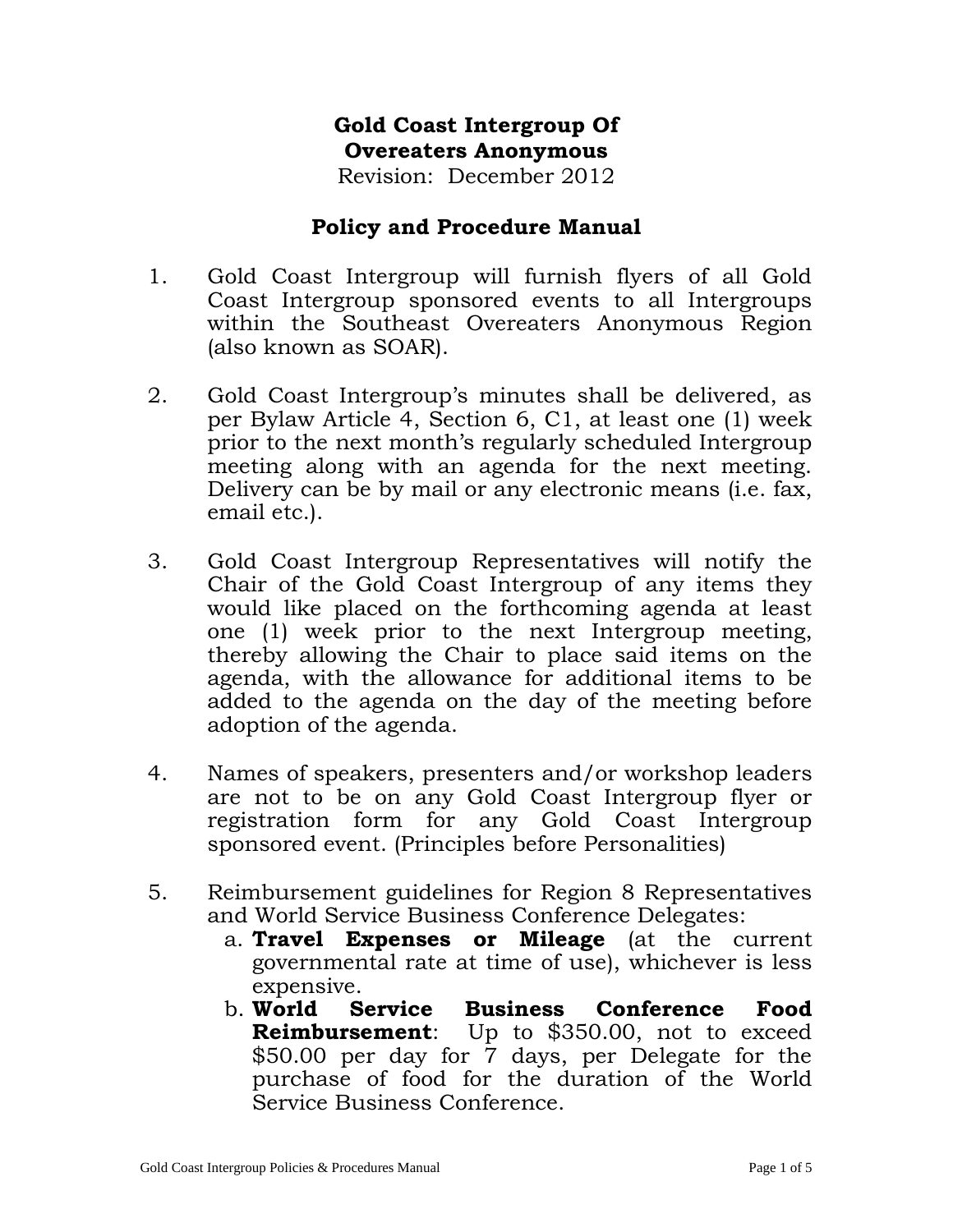# Gold Coast Intergroup Of Overeaters Anonymous

Revision: December 2012

## Policy and Procedure Manual

1. Gold Coast Intergroup will furnish flyers of all Gold Coast Intergroup sponsored events to all Intergroups within the Southeast Overeaters Anonymous Region (also known as SOAR).

2. Gold Coast Intergroup's minutes shall be delivered, as per Bylaw Article 4, Section 6, C1, at least one (1) week prior to the next month's regularly scheduled Intergroup meeting along with an agenda for the next meeting. Delivery can be by mail or any electronic means (i.e. fax, email etc.).

3. Gold Coast Intergroup Representatives will notify the Chair of the Gold Coast Intergroup of any items they would like placed on the forthcoming agenda at least one (1) week prior to the next Intergroup meeting, thereby allowing the Chair to place said items on the agenda, with the allowance for additional items to be added to the agenda on the day of the meeting before adoption of the agenda.

4. Names of speakers, presenters and/or workshop leaders are not to be on any Gold Coast Intergroup flyer or registration form for any Gold Coast Intergroup sponsored event. (Principles before Personalities)

5. Reimbursement guidelines for Region 8 Representatives and World Service Business Conference Delegates:
   a. **Travel Expenses or Mileage** (at the current governmental rate at time of use), whichever is less expensive.
   b. **World Service Business Conference Food Reimbursement**: Up to $350.00, not to exceed $50.00 per day for 7 days, per Delegate for the purchase of food for the duration of the World Service Business Conference.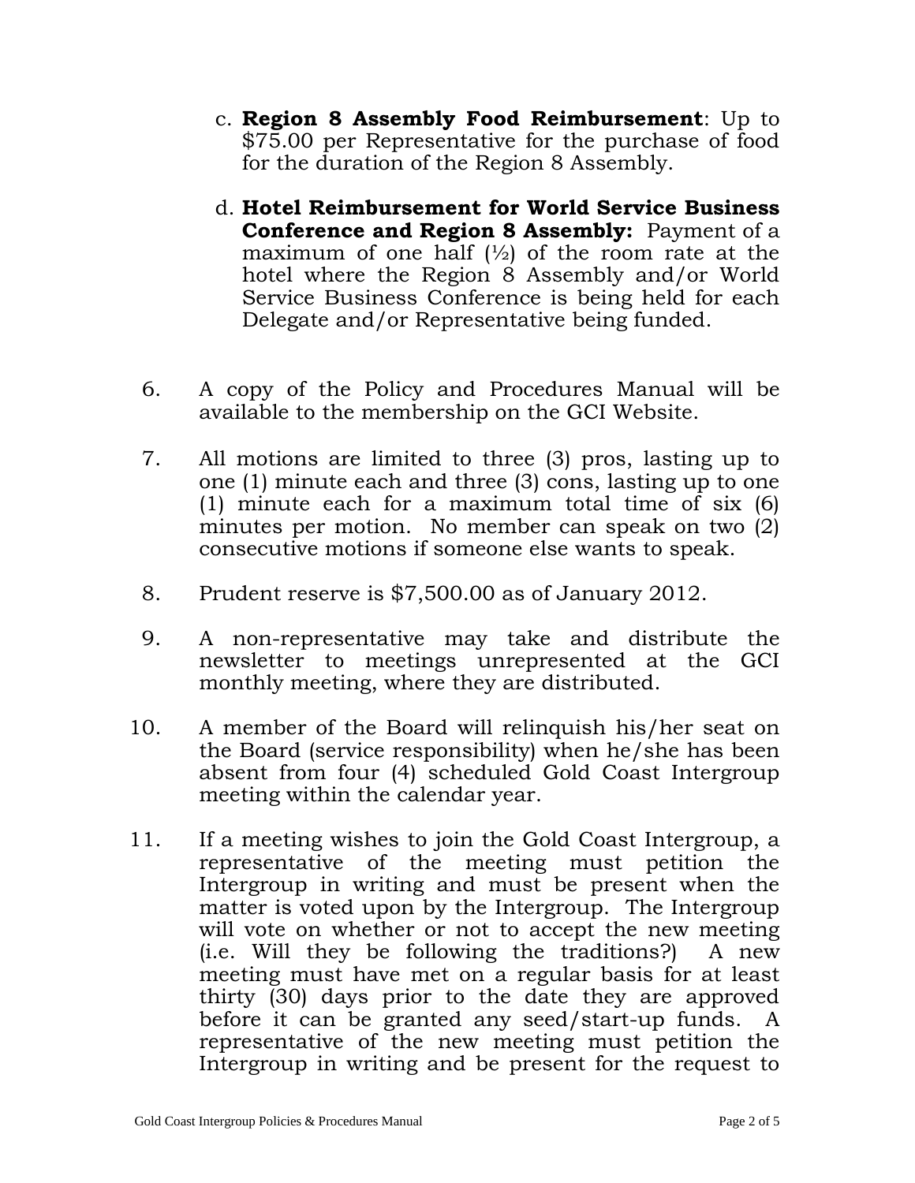c. **Region 8 Assembly Food Reimbursement**: Up to $75.00 per Representative for the purchase of food for the duration of the Region 8 Assembly.

d. **Hotel Reimbursement for World Service Business Conference and Region 8 Assembly:** Payment of a maximum of one half (½) of the room rate at the hotel where the Region 8 Assembly and/or World Service Business Conference is being held for each Delegate and/or Representative being funded.

6. A copy of the Policy and Procedures Manual will be available to the membership on the GCI Website.

7. All motions are limited to three (3) pros, lasting up to one (1) minute each and three (3) cons, lasting up to one (1) minute each for a maximum total time of six (6) minutes per motion. No member can speak on two (2) consecutive motions if someone else wants to speak.

8. Prudent reserve is $7,500.00 as of January 2012.

9. A non-representative may take and distribute the newsletter to meetings unrepresented at the GCI monthly meeting, where they are distributed.

10. A member of the Board will relinquish his/her seat on the Board (service responsibility) when he/she has been absent from four (4) scheduled Gold Coast Intergroup meeting within the calendar year.

11. If a meeting wishes to join the Gold Coast Intergroup, a representative of the meeting must petition the Intergroup in writing and must be present when the matter is voted upon by the Intergroup. The Intergroup will vote on whether or not to accept the new meeting (i.e. Will they be following the traditions?) A new meeting must have met on a regular basis for at least thirty (30) days prior to the date they are approved before it can be granted any seed/start-up funds. A representative of the new meeting must petition the Intergroup in writing and be present for the request to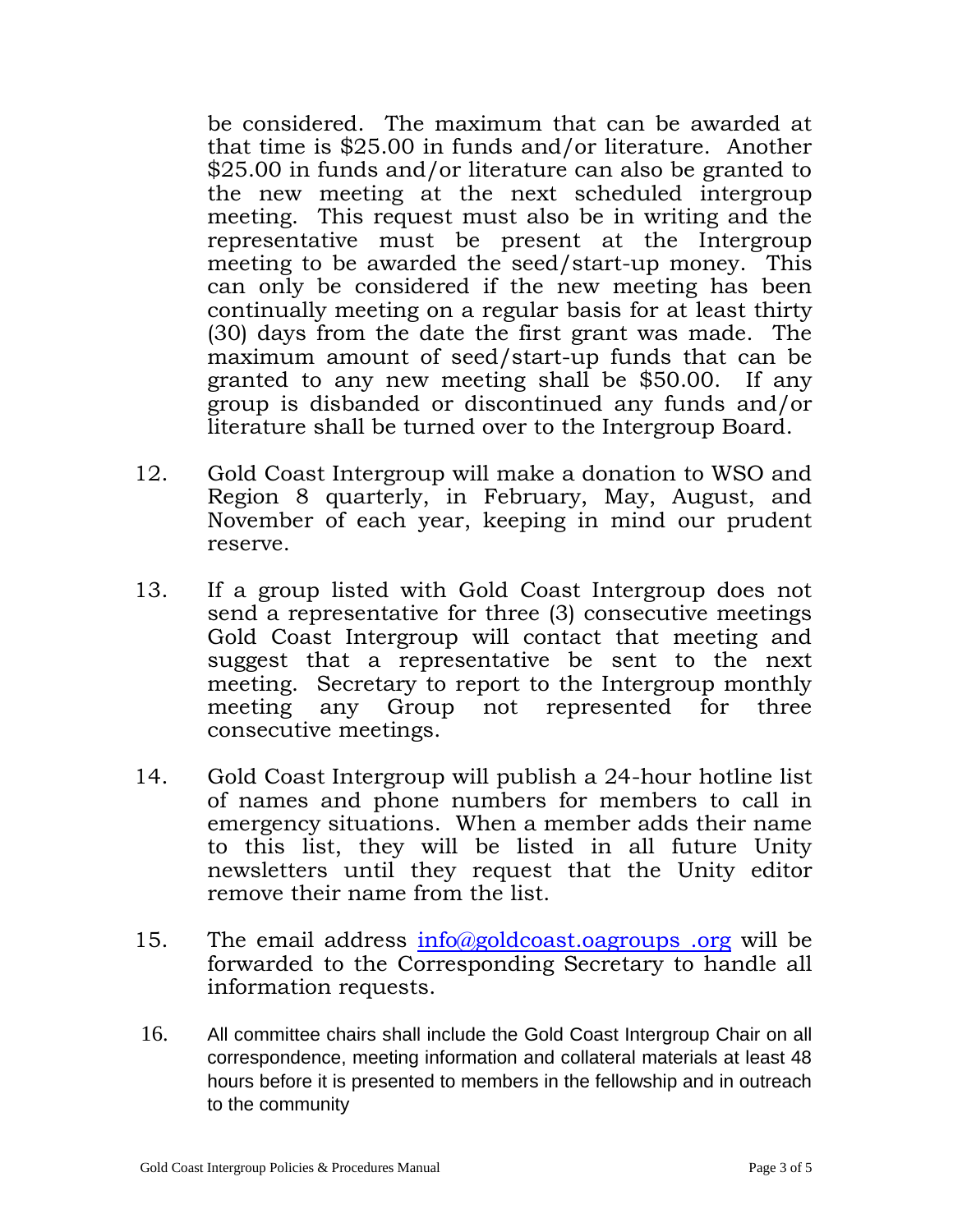be considered. The maximum that can be awarded at that time is $25.00 in funds and/or literature. Another $25.00 in funds and/or literature can also be granted to the new meeting at the next scheduled intergroup meeting. This request must also be in writing and the representative must be present at the Intergroup meeting to be awarded the seed/start-up money. This can only be considered if the new meeting has been continually meeting on a regular basis for at least thirty (30) days from the date the first grant was made. The maximum amount of seed/start-up funds that can be granted to any new meeting shall be $50.00. If any group is disbanded or discontinued any funds and/or literature shall be turned over to the Intergroup Board.

12. Gold Coast Intergroup will make a donation to WSO and Region 8 quarterly, in February, May, August, and November of each year, keeping in mind our prudent reserve.

13. If a group listed with Gold Coast Intergroup does not send a representative for three (3) consecutive meetings Gold Coast Intergroup will contact that meeting and suggest that a representative be sent to the next meeting. Secretary to report to the Intergroup monthly meeting any Group not represented for three consecutive meetings.

14. Gold Coast Intergroup will publish a 24-hour hotline list of names and phone numbers for members to call in emergency situations. When a member adds their name to this list, they will be listed in all future Unity newsletters until they request that the Unity editor remove their name from the list.

15. The email address info@goldcoast.oagroups .org will be forwarded to the Corresponding Secretary to handle all information requests.

16. All committee chairs shall include the Gold Coast Intergroup Chair on all correspondence, meeting information and collateral materials at least 48 hours before it is presented to members in the fellowship and in outreach to the community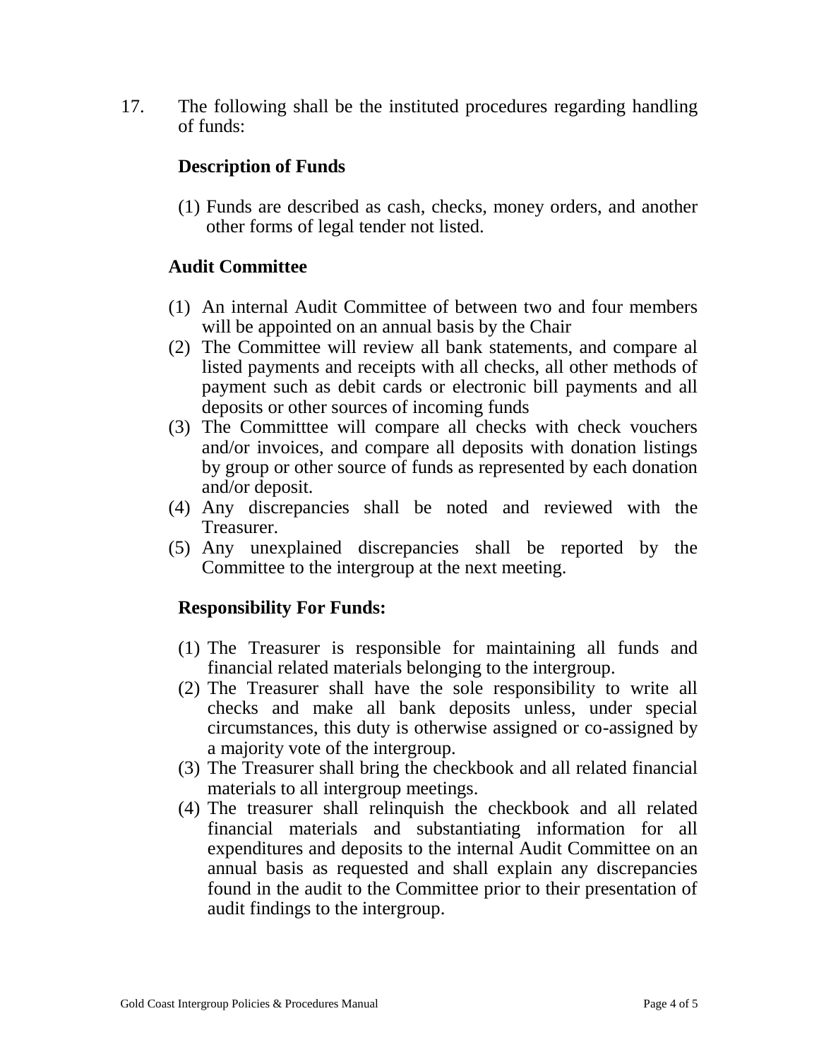17. The following shall be the instituted procedures regarding handling of funds:

**Description of Funds**

(1) Funds are described as cash, checks, money orders, and another other forms of legal tender not listed.

**Audit Committee**

(1) An internal Audit Committee of between two and four members will be appointed on an annual basis by the Chair
(2) The Committee will review all bank statements, and compare al listed payments and receipts with all checks, all other methods of payment such as debit cards or electronic bill payments and all deposits or other sources of incoming funds
(3) The Committtee will compare all checks with check vouchers and/or invoices, and compare all deposits with donation listings by group or other source of funds as represented by each donation and/or deposit.
(4) Any discrepancies shall be noted and reviewed with the Treasurer.
(5) Any unexplained discrepancies shall be reported by the Committee to the intergroup at the next meeting.

**Responsibility For Funds:**

(1) The Treasurer is responsible for maintaining all funds and financial related materials belonging to the intergroup.
(2) The Treasurer shall have the sole responsibility to write all checks and make all bank deposits unless, under special circumstances, this duty is otherwise assigned or co-assigned by a majority vote of the intergroup.
(3) The Treasurer shall bring the checkbook and all related financial materials to all intergroup meetings.
(4) The treasurer shall relinquish the checkbook and all related financial materials and substantiating information for all expenditures and deposits to the internal Audit Committee on an annual basis as requested and shall explain any discrepancies found in the audit to the Committee prior to their presentation of audit findings to the intergroup.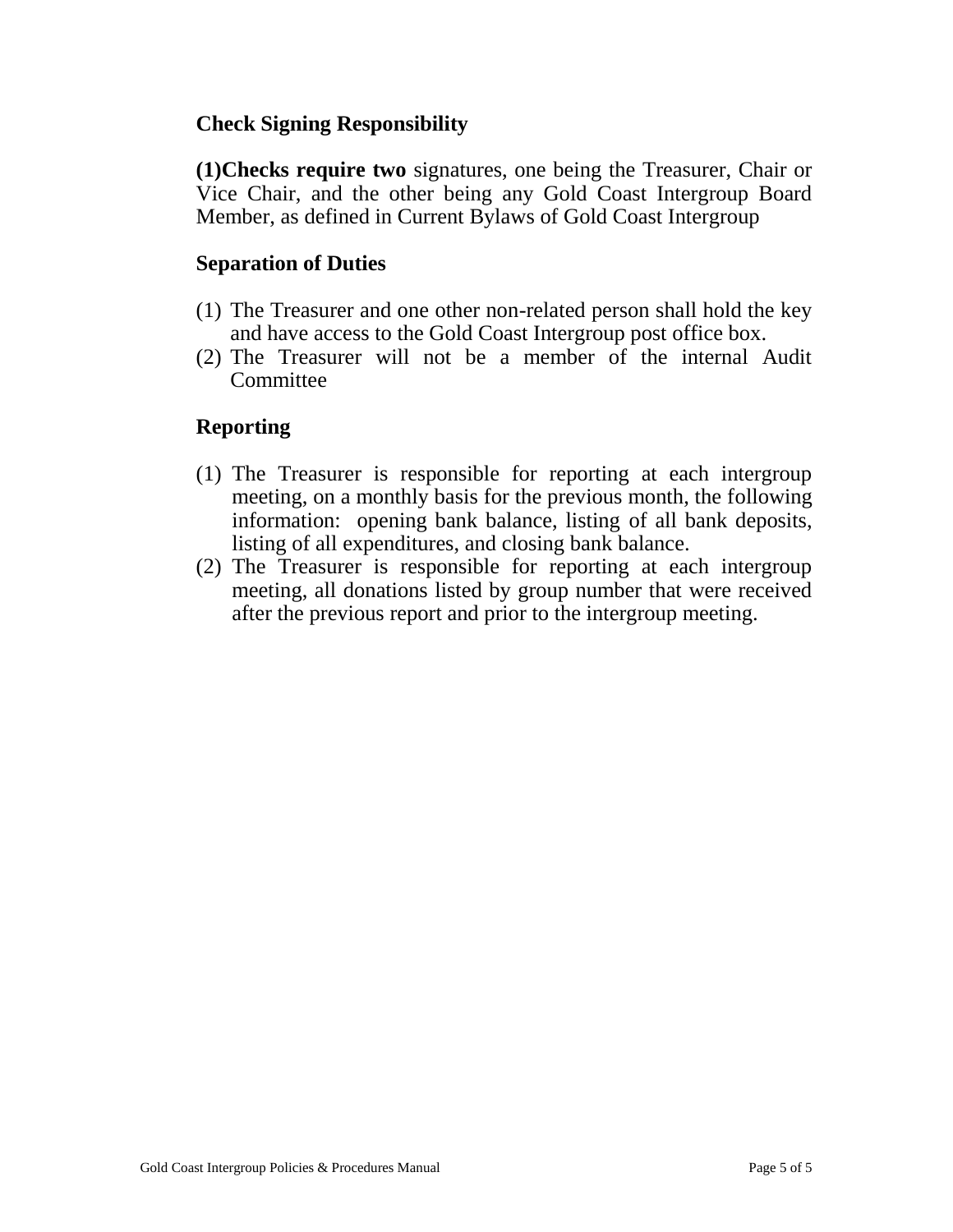## Check Signing Responsibility

**(1)Checks require two** signatures, one being the Treasurer, Chair or Vice Chair, and the other being any Gold Coast Intergroup Board Member, as defined in Current Bylaws of Gold Coast Intergroup

## Separation of Duties

(1) The Treasurer and one other non-related person shall hold the key and have access to the Gold Coast Intergroup post office box.
(2) The Treasurer will not be a member of the internal Audit Committee

## Reporting

(1) The Treasurer is responsible for reporting at each intergroup meeting, on a monthly basis for the previous month, the following information: opening bank balance, listing of all bank deposits, listing of all expenditures, and closing bank balance.
(2) The Treasurer is responsible for reporting at each intergroup meeting, all donations listed by group number that were received after the previous report and prior to the intergroup meeting.